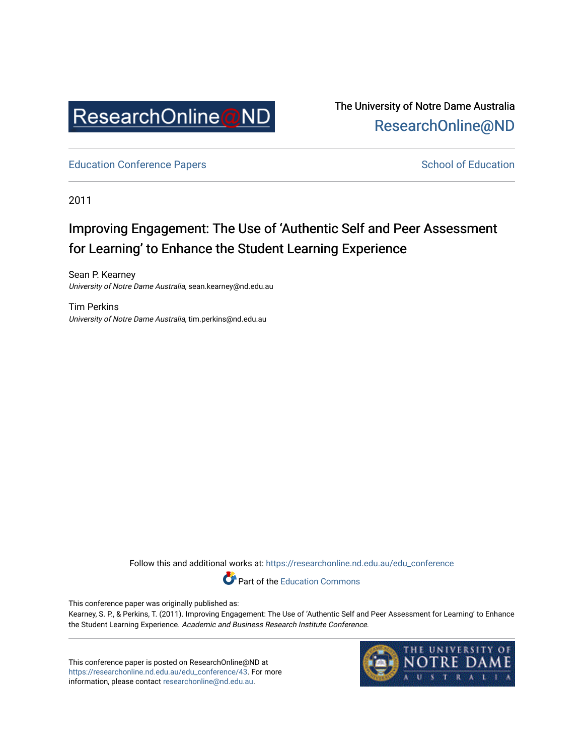The University of Notre Dame Australia
ResearchOnline@ND

Education Conference Papers | School of Education

2011

# Improving Engagement: The Use of 'Authentic Self and Peer Assessment for Learning' to Enhance the Student Learning Experience

Sean P. Kearney
*University of Notre Dame Australia*, sean.kearney@nd.edu.au

Tim Perkins
*University of Notre Dame Australia*, tim.perkins@nd.edu.au

Follow this and additional works at: https://researchonline.nd.edu.au/edu_conference

Part of the Education Commons

This conference paper was originally published as:
Kearney, S. P., & Perkins, T. (2011). Improving Engagement: The Use of 'Authentic Self and Peer Assessment for Learning' to Enhance the Student Learning Experience. *Academic and Business Research Institute Conference*.

This conference paper is posted on ResearchOnline@ND at https://researchonline.nd.edu.au/edu_conference/43. For more information, please contact researchonline@nd.edu.au.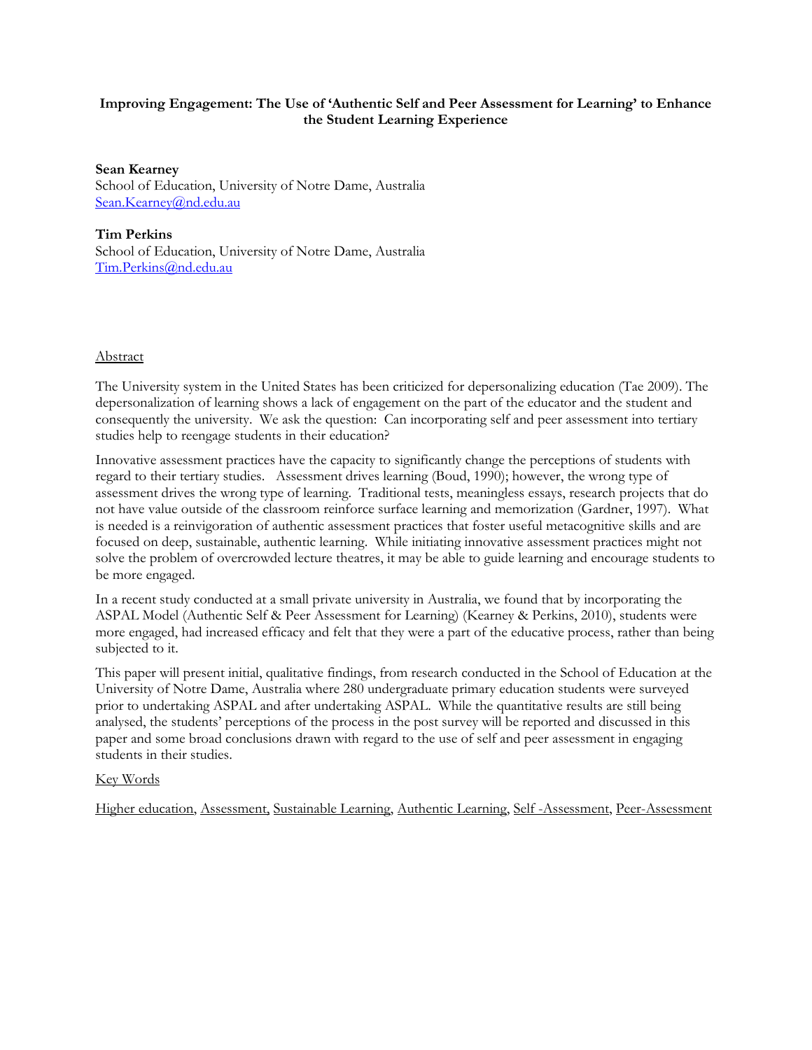**Improving Engagement: The Use of 'Authentic Self and Peer Assessment for Learning' to Enhance the Student Learning Experience**

**Sean Kearney**
School of Education, University of Notre Dame, Australia
Sean.Kearney@nd.edu.au

**Tim Perkins**
School of Education, University of Notre Dame, Australia
Tim.Perkins@nd.edu.au

Abstract

The University system in the United States has been criticized for depersonalizing education (Tae 2009). The depersonalization of learning shows a lack of engagement on the part of the educator and the student and consequently the university. We ask the question: Can incorporating self and peer assessment into tertiary studies help to reengage students in their education?

Innovative assessment practices have the capacity to significantly change the perceptions of students with regard to their tertiary studies. Assessment drives learning (Boud, 1990); however, the wrong type of assessment drives the wrong type of learning. Traditional tests, meaningless essays, research projects that do not have value outside of the classroom reinforce surface learning and memorization (Gardner, 1997). What is needed is a reinvigoration of authentic assessment practices that foster useful metacognitive skills and are focused on deep, sustainable, authentic learning. While initiating innovative assessment practices might not solve the problem of overcrowded lecture theatres, it may be able to guide learning and encourage students to be more engaged.

In a recent study conducted at a small private university in Australia, we found that by incorporating the ASPAL Model (Authentic Self & Peer Assessment for Learning) (Kearney & Perkins, 2010), students were more engaged, had increased efficacy and felt that they were a part of the educative process, rather than being subjected to it.

This paper will present initial, qualitative findings, from research conducted in the School of Education at the University of Notre Dame, Australia where 280 undergraduate primary education students were surveyed prior to undertaking ASPAL and after undertaking ASPAL. While the quantitative results are still being analysed, the students' perceptions of the process in the post survey will be reported and discussed in this paper and some broad conclusions drawn with regard to the use of self and peer assessment in engaging students in their studies.

Key Words

Higher education, Assessment, Sustainable Learning, Authentic Learning, Self -Assessment, Peer-Assessment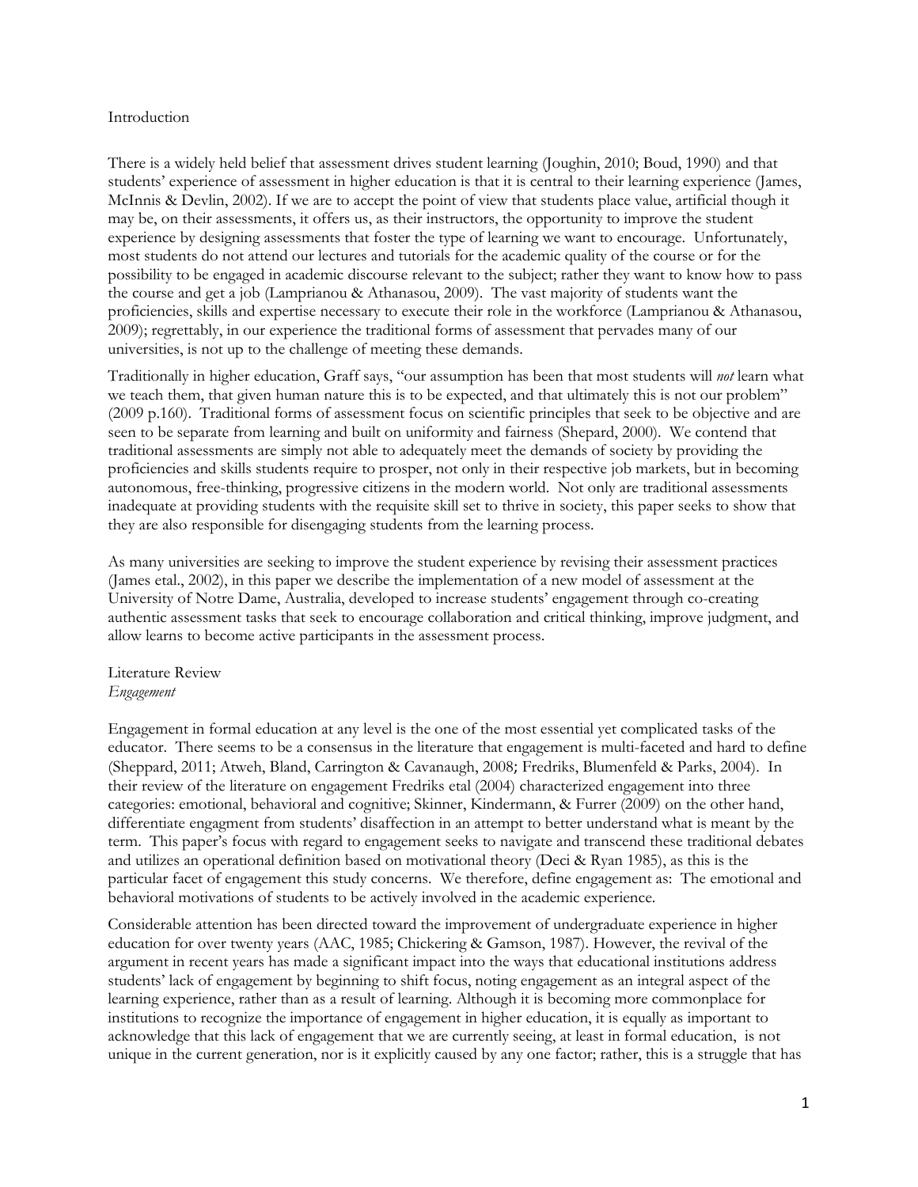## Introduction

There is a widely held belief that assessment drives student learning (Joughin, 2010; Boud, 1990) and that students' experience of assessment in higher education is that it is central to their learning experience (James, McInnis & Devlin, 2002). If we are to accept the point of view that students place value, artificial though it may be, on their assessments, it offers us, as their instructors, the opportunity to improve the student experience by designing assessments that foster the type of learning we want to encourage. Unfortunately, most students do not attend our lectures and tutorials for the academic quality of the course or for the possibility to be engaged in academic discourse relevant to the subject; rather they want to know how to pass the course and get a job (Lamprianou & Athanasou, 2009). The vast majority of students want the proficiencies, skills and expertise necessary to execute their role in the workforce (Lamprianou & Athanasou, 2009); regrettably, in our experience the traditional forms of assessment that pervades many of our universities, is not up to the challenge of meeting these demands.

Traditionally in higher education, Graff says, "our assumption has been that most students will *not* learn what we teach them, that given human nature this is to be expected, and that ultimately this is not our problem" (2009 p.160). Traditional forms of assessment focus on scientific principles that seek to be objective and are seen to be separate from learning and built on uniformity and fairness (Shepard, 2000). We contend that traditional assessments are simply not able to adequately meet the demands of society by providing the proficiencies and skills students require to prosper, not only in their respective job markets, but in becoming autonomous, free-thinking, progressive citizens in the modern world. Not only are traditional assessments inadequate at providing students with the requisite skill set to thrive in society, this paper seeks to show that they are also responsible for disengaging students from the learning process.

As many universities are seeking to improve the student experience by revising their assessment practices (James etal., 2002), in this paper we describe the implementation of a new model of assessment at the University of Notre Dame, Australia, developed to increase students' engagement through co-creating authentic assessment tasks that seek to encourage collaboration and critical thinking, improve judgment, and allow learns to become active participants in the assessment process.

## Literature Review

### *Engagement*

Engagement in formal education at any level is the one of the most essential yet complicated tasks of the educator. There seems to be a consensus in the literature that engagement is multi-faceted and hard to define (Sheppard, 2011; Atweh, Bland, Carrington & Cavanaugh, 2008; Fredriks, Blumenfeld & Parks, 2004). In their review of the literature on engagement Fredriks etal (2004) characterized engagement into three categories: emotional, behavioral and cognitive; Skinner, Kindermann, & Furrer (2009) on the other hand, differentiate engagment from students' disaffection in an attempt to better understand what is meant by the term. This paper's focus with regard to engagement seeks to navigate and transcend these traditional debates and utilizes an operational definition based on motivational theory (Deci & Ryan 1985), as this is the particular facet of engagement this study concerns. We therefore, define engagement as: The emotional and behavioral motivations of students to be actively involved in the academic experience.

Considerable attention has been directed toward the improvement of undergraduate experience in higher education for over twenty years (AAC, 1985; Chickering & Gamson, 1987). However, the revival of the argument in recent years has made a significant impact into the ways that educational institutions address students' lack of engagement by beginning to shift focus, noting engagement as an integral aspect of the learning experience, rather than as a result of learning. Although it is becoming more commonplace for institutions to recognize the importance of engagement in higher education, it is equally as important to acknowledge that this lack of engagement that we are currently seeing, at least in formal education, is not unique in the current generation, nor is it explicitly caused by any one factor; rather, this is a struggle that has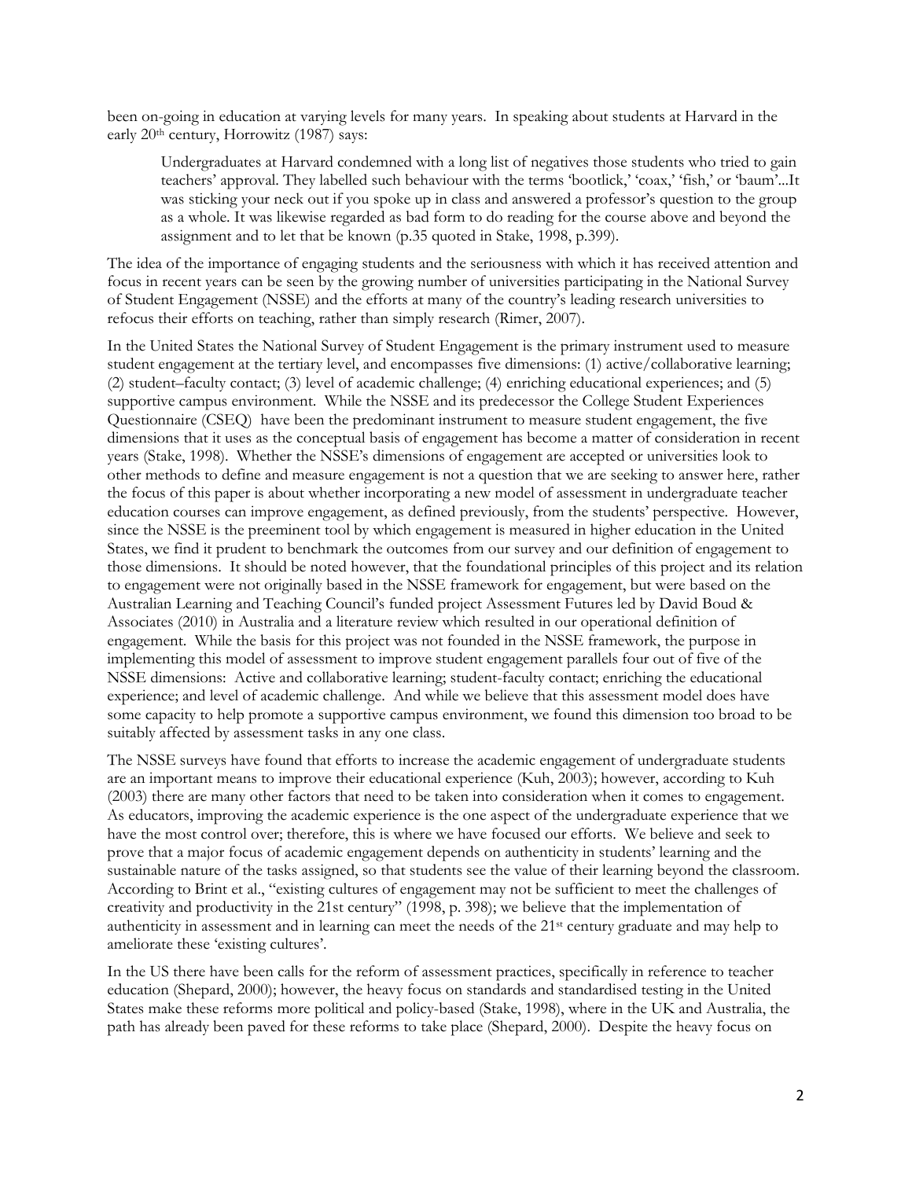been on-going in education at varying levels for many years. In speaking about students at Harvard in the early 20th century, Horrowitz (1987) says:

> Undergraduates at Harvard condemned with a long list of negatives those students who tried to gain teachers' approval. They labelled such behaviour with the terms 'bootlick,' 'coax,' 'fish,' or 'baum'...It was sticking your neck out if you spoke up in class and answered a professor's question to the group as a whole. It was likewise regarded as bad form to do reading for the course above and beyond the assignment and to let that be known (p.35 quoted in Stake, 1998, p.399).

The idea of the importance of engaging students and the seriousness with which it has received attention and focus in recent years can be seen by the growing number of universities participating in the National Survey of Student Engagement (NSSE) and the efforts at many of the country's leading research universities to refocus their efforts on teaching, rather than simply research (Rimer, 2007).

In the United States the National Survey of Student Engagement is the primary instrument used to measure student engagement at the tertiary level, and encompasses five dimensions: (1) active/collaborative learning; (2) student–faculty contact; (3) level of academic challenge; (4) enriching educational experiences; and (5) supportive campus environment. While the NSSE and its predecessor the College Student Experiences Questionnaire (CSEQ) have been the predominant instrument to measure student engagement, the five dimensions that it uses as the conceptual basis of engagement has become a matter of consideration in recent years (Stake, 1998). Whether the NSSE's dimensions of engagement are accepted or universities look to other methods to define and measure engagement is not a question that we are seeking to answer here, rather the focus of this paper is about whether incorporating a new model of assessment in undergraduate teacher education courses can improve engagement, as defined previously, from the students' perspective. However, since the NSSE is the preeminent tool by which engagement is measured in higher education in the United States, we find it prudent to benchmark the outcomes from our survey and our definition of engagement to those dimensions. It should be noted however, that the foundational principles of this project and its relation to engagement were not originally based in the NSSE framework for engagement, but were based on the Australian Learning and Teaching Council's funded project Assessment Futures led by David Boud & Associates (2010) in Australia and a literature review which resulted in our operational definition of engagement. While the basis for this project was not founded in the NSSE framework, the purpose in implementing this model of assessment to improve student engagement parallels four out of five of the NSSE dimensions: Active and collaborative learning; student-faculty contact; enriching the educational experience; and level of academic challenge. And while we believe that this assessment model does have some capacity to help promote a supportive campus environment, we found this dimension too broad to be suitably affected by assessment tasks in any one class.

The NSSE surveys have found that efforts to increase the academic engagement of undergraduate students are an important means to improve their educational experience (Kuh, 2003); however, according to Kuh (2003) there are many other factors that need to be taken into consideration when it comes to engagement. As educators, improving the academic experience is the one aspect of the undergraduate experience that we have the most control over; therefore, this is where we have focused our efforts. We believe and seek to prove that a major focus of academic engagement depends on authenticity in students' learning and the sustainable nature of the tasks assigned, so that students see the value of their learning beyond the classroom. According to Brint et al., "existing cultures of engagement may not be sufficient to meet the challenges of creativity and productivity in the 21st century" (1998, p. 398); we believe that the implementation of authenticity in assessment and in learning can meet the needs of the 21st century graduate and may help to ameliorate these 'existing cultures'.

In the US there have been calls for the reform of assessment practices, specifically in reference to teacher education (Shepard, 2000); however, the heavy focus on standards and standardised testing in the United States make these reforms more political and policy-based (Stake, 1998), where in the UK and Australia, the path has already been paved for these reforms to take place (Shepard, 2000). Despite the heavy focus on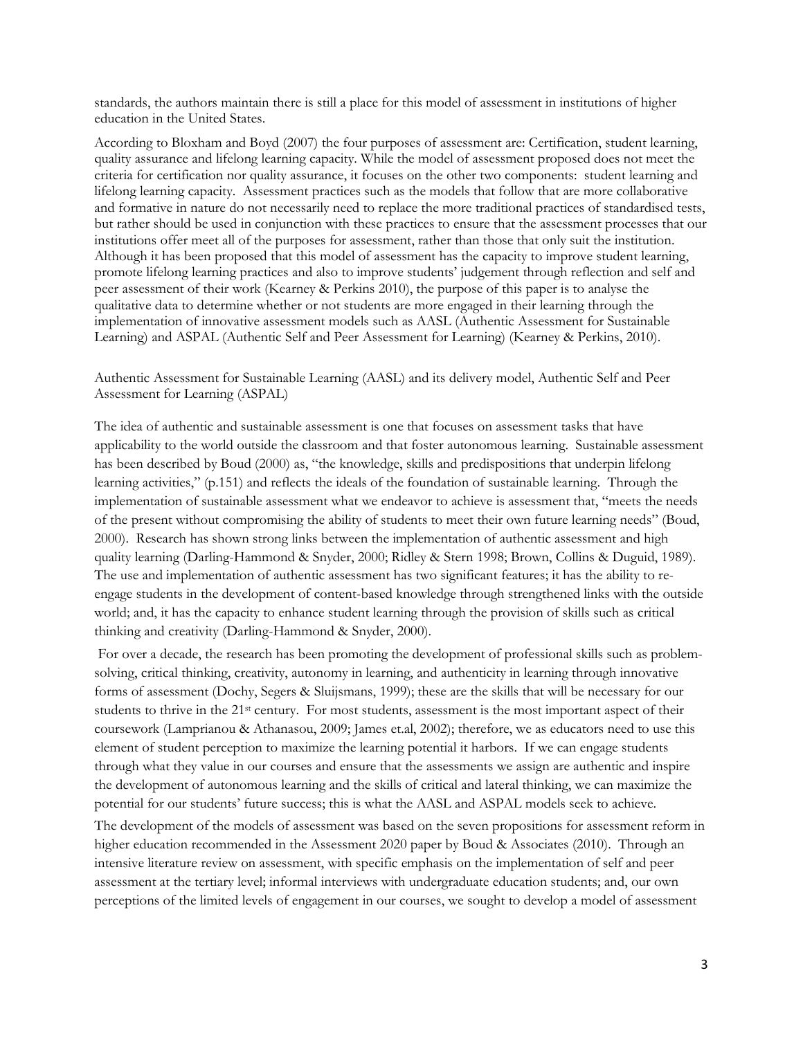standards, the authors maintain there is still a place for this model of assessment in institutions of higher education in the United States.

According to Bloxham and Boyd (2007) the four purposes of assessment are: Certification, student learning, quality assurance and lifelong learning capacity. While the model of assessment proposed does not meet the criteria for certification nor quality assurance, it focuses on the other two components: student learning and lifelong learning capacity. Assessment practices such as the models that follow that are more collaborative and formative in nature do not necessarily need to replace the more traditional practices of standardised tests, but rather should be used in conjunction with these practices to ensure that the assessment processes that our institutions offer meet all of the purposes for assessment, rather than those that only suit the institution. Although it has been proposed that this model of assessment has the capacity to improve student learning, promote lifelong learning practices and also to improve students' judgement through reflection and self and peer assessment of their work (Kearney & Perkins 2010), the purpose of this paper is to analyse the qualitative data to determine whether or not students are more engaged in their learning through the implementation of innovative assessment models such as AASL (Authentic Assessment for Sustainable Learning) and ASPAL (Authentic Self and Peer Assessment for Learning) (Kearney & Perkins, 2010).

## Authentic Assessment for Sustainable Learning (AASL) and its delivery model, Authentic Self and Peer Assessment for Learning (ASPAL)

The idea of authentic and sustainable assessment is one that focuses on assessment tasks that have applicability to the world outside the classroom and that foster autonomous learning. Sustainable assessment has been described by Boud (2000) as, "the knowledge, skills and predispositions that underpin lifelong learning activities," (p.151) and reflects the ideals of the foundation of sustainable learning. Through the implementation of sustainable assessment what we endeavor to achieve is assessment that, "meets the needs of the present without compromising the ability of students to meet their own future learning needs" (Boud, 2000). Research has shown strong links between the implementation of authentic assessment and high quality learning (Darling-Hammond & Snyder, 2000; Ridley & Stern 1998; Brown, Collins & Duguid, 1989). The use and implementation of authentic assessment has two significant features; it has the ability to re-engage students in the development of content-based knowledge through strengthened links with the outside world; and, it has the capacity to enhance student learning through the provision of skills such as critical thinking and creativity (Darling-Hammond & Snyder, 2000).

For over a decade, the research has been promoting the development of professional skills such as problem-solving, critical thinking, creativity, autonomy in learning, and authenticity in learning through innovative forms of assessment (Dochy, Segers & Sluijsmans, 1999); these are the skills that will be necessary for our students to thrive in the 21st century. For most students, assessment is the most important aspect of their coursework (Lamprianou & Athanasou, 2009; James et.al, 2002); therefore, we as educators need to use this element of student perception to maximize the learning potential it harbors. If we can engage students through what they value in our courses and ensure that the assessments we assign are authentic and inspire the development of autonomous learning and the skills of critical and lateral thinking, we can maximize the potential for our students' future success; this is what the AASL and ASPAL models seek to achieve.

The development of the models of assessment was based on the seven propositions for assessment reform in higher education recommended in the Assessment 2020 paper by Boud & Associates (2010). Through an intensive literature review on assessment, with specific emphasis on the implementation of self and peer assessment at the tertiary level; informal interviews with undergraduate education students; and, our own perceptions of the limited levels of engagement in our courses, we sought to develop a model of assessment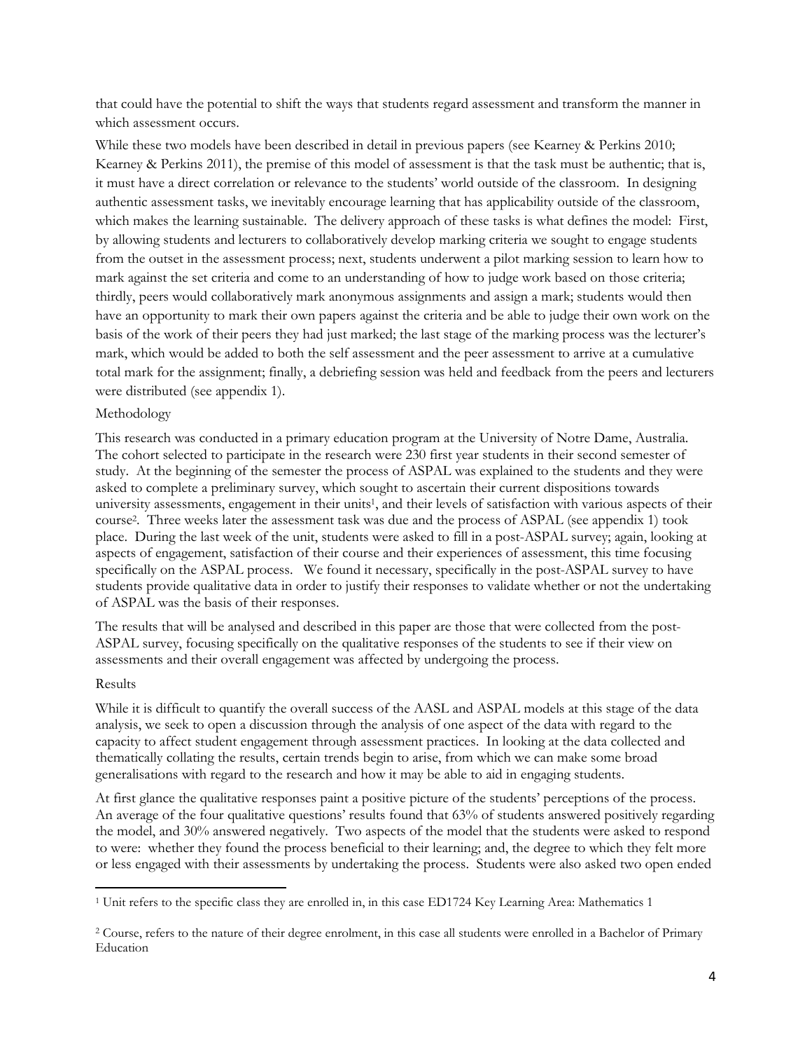that could have the potential to shift the ways that students regard assessment and transform the manner in which assessment occurs.

While these two models have been described in detail in previous papers (see Kearney & Perkins 2010; Kearney & Perkins 2011), the premise of this model of assessment is that the task must be authentic; that is, it must have a direct correlation or relevance to the students' world outside of the classroom. In designing authentic assessment tasks, we inevitably encourage learning that has applicability outside of the classroom, which makes the learning sustainable. The delivery approach of these tasks is what defines the model: First, by allowing students and lecturers to collaboratively develop marking criteria we sought to engage students from the outset in the assessment process; next, students underwent a pilot marking session to learn how to mark against the set criteria and come to an understanding of how to judge work based on those criteria; thirdly, peers would collaboratively mark anonymous assignments and assign a mark; students would then have an opportunity to mark their own papers against the criteria and be able to judge their own work on the basis of the work of their peers they had just marked; the last stage of the marking process was the lecturer's mark, which would be added to both the self assessment and the peer assessment to arrive at a cumulative total mark for the assignment; finally, a debriefing session was held and feedback from the peers and lecturers were distributed (see appendix 1).

## Methodology

This research was conducted in a primary education program at the University of Notre Dame, Australia. The cohort selected to participate in the research were 230 first year students in their second semester of study. At the beginning of the semester the process of ASPAL was explained to the students and they were asked to complete a preliminary survey, which sought to ascertain their current dispositions towards university assessments, engagement in their units[1], and their levels of satisfaction with various aspects of their course[2]. Three weeks later the assessment task was due and the process of ASPAL (see appendix 1) took place. During the last week of the unit, students were asked to fill in a post-ASPAL survey; again, looking at aspects of engagement, satisfaction of their course and their experiences of assessment, this time focusing specifically on the ASPAL process. We found it necessary, specifically in the post-ASPAL survey to have students provide qualitative data in order to justify their responses to validate whether or not the undertaking of ASPAL was the basis of their responses.

The results that will be analysed and described in this paper are those that were collected from the post-ASPAL survey, focusing specifically on the qualitative responses of the students to see if their view on assessments and their overall engagement was affected by undergoing the process.

## Results

While it is difficult to quantify the overall success of the AASL and ASPAL models at this stage of the data analysis, we seek to open a discussion through the analysis of one aspect of the data with regard to the capacity to affect student engagement through assessment practices. In looking at the data collected and thematically collating the results, certain trends begin to arise, from which we can make some broad generalisations with regard to the research and how it may be able to aid in engaging students.

At first glance the qualitative responses paint a positive picture of the students' perceptions of the process. An average of the four qualitative questions' results found that 63% of students answered positively regarding the model, and 30% answered negatively. Two aspects of the model that the students were asked to respond to were: whether they found the process beneficial to their learning; and, the degree to which they felt more or less engaged with their assessments by undertaking the process. Students were also asked two open ended

---

[1] Unit refers to the specific class they are enrolled in, in this case ED1724 Key Learning Area: Mathematics 1

[2] Course, refers to the nature of their degree enrolment, in this case all students were enrolled in a Bachelor of Primary Education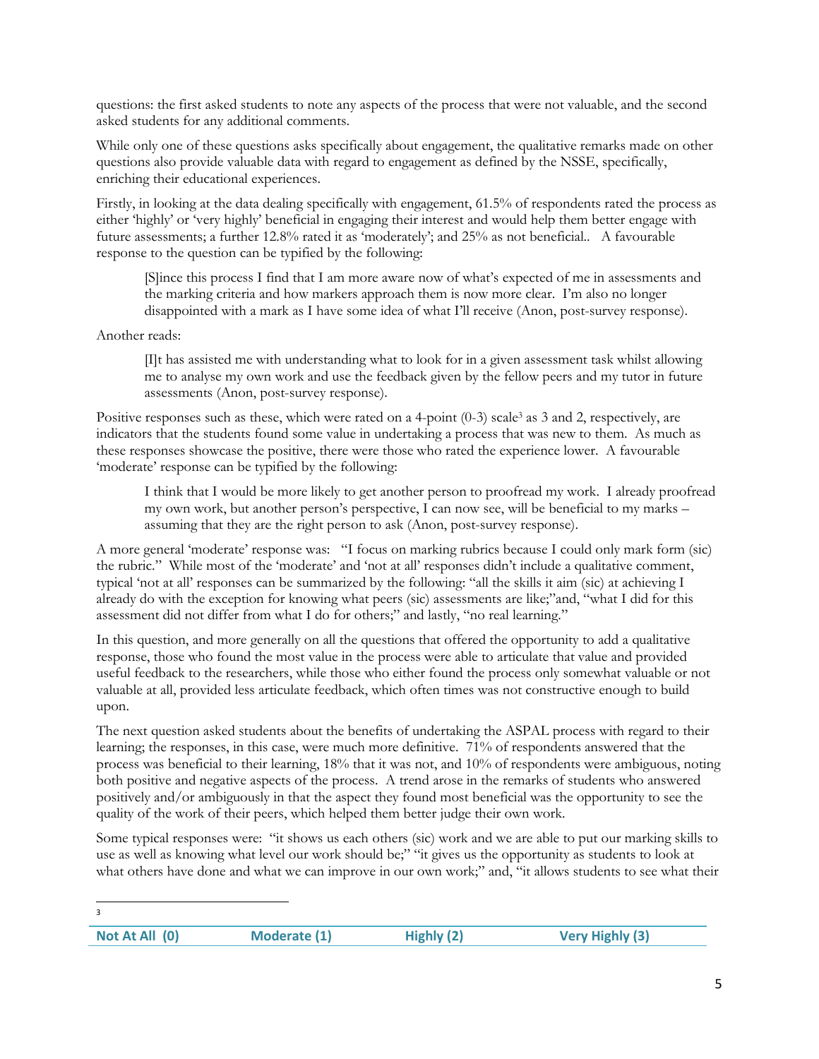questions: the first asked students to note any aspects of the process that were not valuable, and the second asked students for any additional comments.

While only one of these questions asks specifically about engagement, the qualitative remarks made on other questions also provide valuable data with regard to engagement as defined by the NSSE, specifically, enriching their educational experiences.

Firstly, in looking at the data dealing specifically with engagement, 61.5% of respondents rated the process as either 'highly' or 'very highly' beneficial in engaging their interest and would help them better engage with future assessments; a further 12.8% rated it as 'moderately'; and 25% as not beneficial.. A favourable response to the question can be typified by the following:

> [S]ince this process I find that I am more aware now of what's expected of me in assessments and the marking criteria and how markers approach them is now more clear. I'm also no longer disappointed with a mark as I have some idea of what I'll receive (Anon, post-survey response).

Another reads:

> [I]t has assisted me with understanding what to look for in a given assessment task whilst allowing me to analyse my own work and use the feedback given by the fellow peers and my tutor in future assessments (Anon, post-survey response).

Positive responses such as these, which were rated on a 4-point (0-3) scale[3] as 3 and 2, respectively, are indicators that the students found some value in undertaking a process that was new to them. As much as these responses showcase the positive, there were those who rated the experience lower. A favourable 'moderate' response can be typified by the following:

> I think that I would be more likely to get another person to proofread my work. I already proofread my own work, but another person's perspective, I can now see, will be beneficial to my marks – assuming that they are the right person to ask (Anon, post-survey response).

A more general 'moderate' response was: "I focus on marking rubrics because I could only mark form (sic) the rubric." While most of the 'moderate' and 'not at all' responses didn't include a qualitative comment, typical 'not at all' responses can be summarized by the following: "all the skills it aim (sic) at achieving I already do with the exception for knowing what peers (sic) assessments are like;"and, "what I did for this assessment did not differ from what I do for others;" and lastly, "no real learning."

In this question, and more generally on all the questions that offered the opportunity to add a qualitative response, those who found the most value in the process were able to articulate that value and provided useful feedback to the researchers, while those who either found the process only somewhat valuable or not valuable at all, provided less articulate feedback, which often times was not constructive enough to build upon.

The next question asked students about the benefits of undertaking the ASPAL process with regard to their learning; the responses, in this case, were much more definitive. 71% of respondents answered that the process was beneficial to their learning, 18% that it was not, and 10% of respondents were ambiguous, noting both positive and negative aspects of the process. A trend arose in the remarks of students who answered positively and/or ambiguously in that the aspect they found most beneficial was the opportunity to see the quality of the work of their peers, which helped them better judge their own work.

Some typical responses were: "it shows us each others (sic) work and we are able to put our marking skills to use as well as knowing what level our work should be;" "it gives us the opportunity as students to look at what others have done and what we can improve in our own work;" and, "it allows students to see what their

---

[3]

| Not At All (0) | Moderate (1) | Highly (2) | Very Highly (3) |
|---|---|---|---|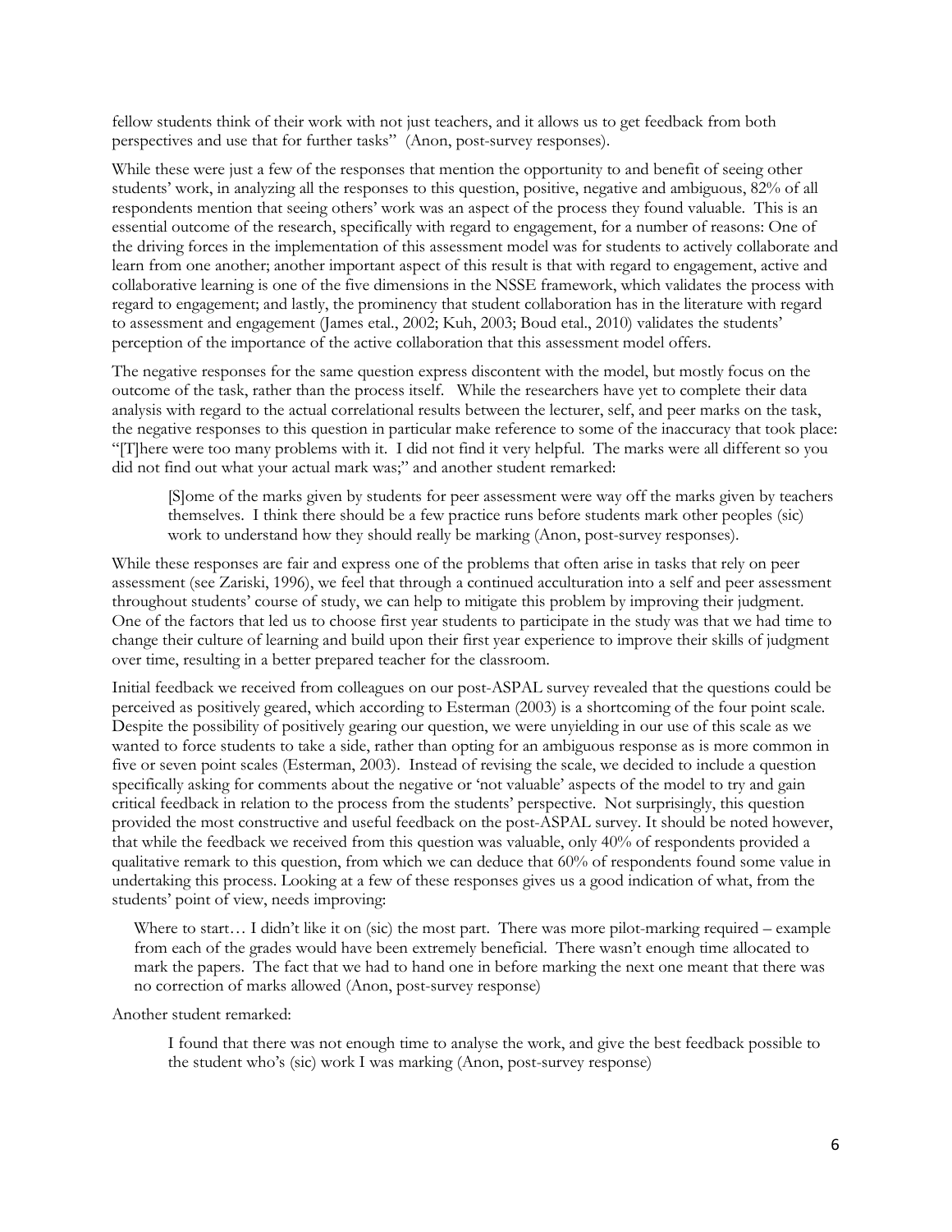fellow students think of their work with not just teachers, and it allows us to get feedback from both perspectives and use that for further tasks" (Anon, post-survey responses).

While these were just a few of the responses that mention the opportunity to and benefit of seeing other students' work, in analyzing all the responses to this question, positive, negative and ambiguous, 82% of all respondents mention that seeing others' work was an aspect of the process they found valuable. This is an essential outcome of the research, specifically with regard to engagement, for a number of reasons: One of the driving forces in the implementation of this assessment model was for students to actively collaborate and learn from one another; another important aspect of this result is that with regard to engagement, active and collaborative learning is one of the five dimensions in the NSSE framework, which validates the process with regard to engagement; and lastly, the prominency that student collaboration has in the literature with regard to assessment and engagement (James etal., 2002; Kuh, 2003; Boud etal., 2010) validates the students' perception of the importance of the active collaboration that this assessment model offers.

The negative responses for the same question express discontent with the model, but mostly focus on the outcome of the task, rather than the process itself. While the researchers have yet to complete their data analysis with regard to the actual correlational results between the lecturer, self, and peer marks on the task, the negative responses to this question in particular make reference to some of the inaccuracy that took place: "[T]here were too many problems with it. I did not find it very helpful. The marks were all different so you did not find out what your actual mark was;" and another student remarked:

> [S]ome of the marks given by students for peer assessment were way off the marks given by teachers themselves. I think there should be a few practice runs before students mark other peoples (sic) work to understand how they should really be marking (Anon, post-survey responses).

While these responses are fair and express one of the problems that often arise in tasks that rely on peer assessment (see Zariski, 1996), we feel that through a continued acculturation into a self and peer assessment throughout students' course of study, we can help to mitigate this problem by improving their judgment. One of the factors that led us to choose first year students to participate in the study was that we had time to change their culture of learning and build upon their first year experience to improve their skills of judgment over time, resulting in a better prepared teacher for the classroom.

Initial feedback we received from colleagues on our post-ASPAL survey revealed that the questions could be perceived as positively geared, which according to Esterman (2003) is a shortcoming of the four point scale. Despite the possibility of positively gearing our question, we were unyielding in our use of this scale as we wanted to force students to take a side, rather than opting for an ambiguous response as is more common in five or seven point scales (Esterman, 2003). Instead of revising the scale, we decided to include a question specifically asking for comments about the negative or 'not valuable' aspects of the model to try and gain critical feedback in relation to the process from the students' perspective. Not surprisingly, this question provided the most constructive and useful feedback on the post-ASPAL survey. It should be noted however, that while the feedback we received from this question was valuable, only 40% of respondents provided a qualitative remark to this question, from which we can deduce that 60% of respondents found some value in undertaking this process. Looking at a few of these responses gives us a good indication of what, from the students' point of view, needs improving:

> Where to start… I didn't like it on (sic) the most part. There was more pilot-marking required – example from each of the grades would have been extremely beneficial. There wasn't enough time allocated to mark the papers. The fact that we had to hand one in before marking the next one meant that there was no correction of marks allowed (Anon, post-survey response)

Another student remarked:

> I found that there was not enough time to analyse the work, and give the best feedback possible to the student who's (sic) work I was marking (Anon, post-survey response)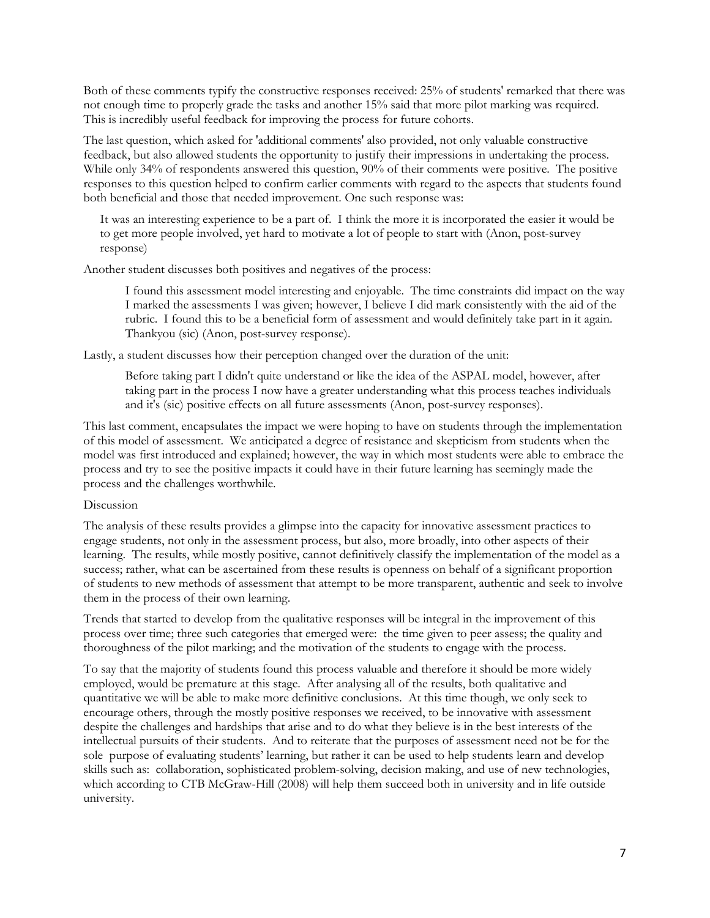Both of these comments typify the constructive responses received: 25% of students' remarked that there was not enough time to properly grade the tasks and another 15% said that more pilot marking was required. This is incredibly useful feedback for improving the process for future cohorts.

The last question, which asked for 'additional comments' also provided, not only valuable constructive feedback, but also allowed students the opportunity to justify their impressions in undertaking the process. While only 34% of respondents answered this question, 90% of their comments were positive. The positive responses to this question helped to confirm earlier comments with regard to the aspects that students found both beneficial and those that needed improvement. One such response was:

> It was an interesting experience to be a part of. I think the more it is incorporated the easier it would be to get more people involved, yet hard to motivate a lot of people to start with (Anon, post-survey response)

Another student discusses both positives and negatives of the process:

> I found this assessment model interesting and enjoyable. The time constraints did impact on the way I marked the assessments I was given; however, I believe I did mark consistently with the aid of the rubric. I found this to be a beneficial form of assessment and would definitely take part in it again. Thankyou (sic) (Anon, post-survey response).

Lastly, a student discusses how their perception changed over the duration of the unit:

> Before taking part I didn't quite understand or like the idea of the ASPAL model, however, after taking part in the process I now have a greater understanding what this process teaches individuals and it's (sic) positive effects on all future assessments (Anon, post-survey responses).

This last comment, encapsulates the impact we were hoping to have on students through the implementation of this model of assessment. We anticipated a degree of resistance and skepticism from students when the model was first introduced and explained; however, the way in which most students were able to embrace the process and try to see the positive impacts it could have in their future learning has seemingly made the process and the challenges worthwhile.

## Discussion

The analysis of these results provides a glimpse into the capacity for innovative assessment practices to engage students, not only in the assessment process, but also, more broadly, into other aspects of their learning. The results, while mostly positive, cannot definitively classify the implementation of the model as a success; rather, what can be ascertained from these results is openness on behalf of a significant proportion of students to new methods of assessment that attempt to be more transparent, authentic and seek to involve them in the process of their own learning.

Trends that started to develop from the qualitative responses will be integral in the improvement of this process over time; three such categories that emerged were: the time given to peer assess; the quality and thoroughness of the pilot marking; and the motivation of the students to engage with the process.

To say that the majority of students found this process valuable and therefore it should be more widely employed, would be premature at this stage. After analysing all of the results, both qualitative and quantitative we will be able to make more definitive conclusions. At this time though, we only seek to encourage others, through the mostly positive responses we received, to be innovative with assessment despite the challenges and hardships that arise and to do what they believe is in the best interests of the intellectual pursuits of their students. And to reiterate that the purposes of assessment need not be for the sole purpose of evaluating students' learning, but rather it can be used to help students learn and develop skills such as: collaboration, sophisticated problem-solving, decision making, and use of new technologies, which according to CTB McGraw-Hill (2008) will help them succeed both in university and in life outside university.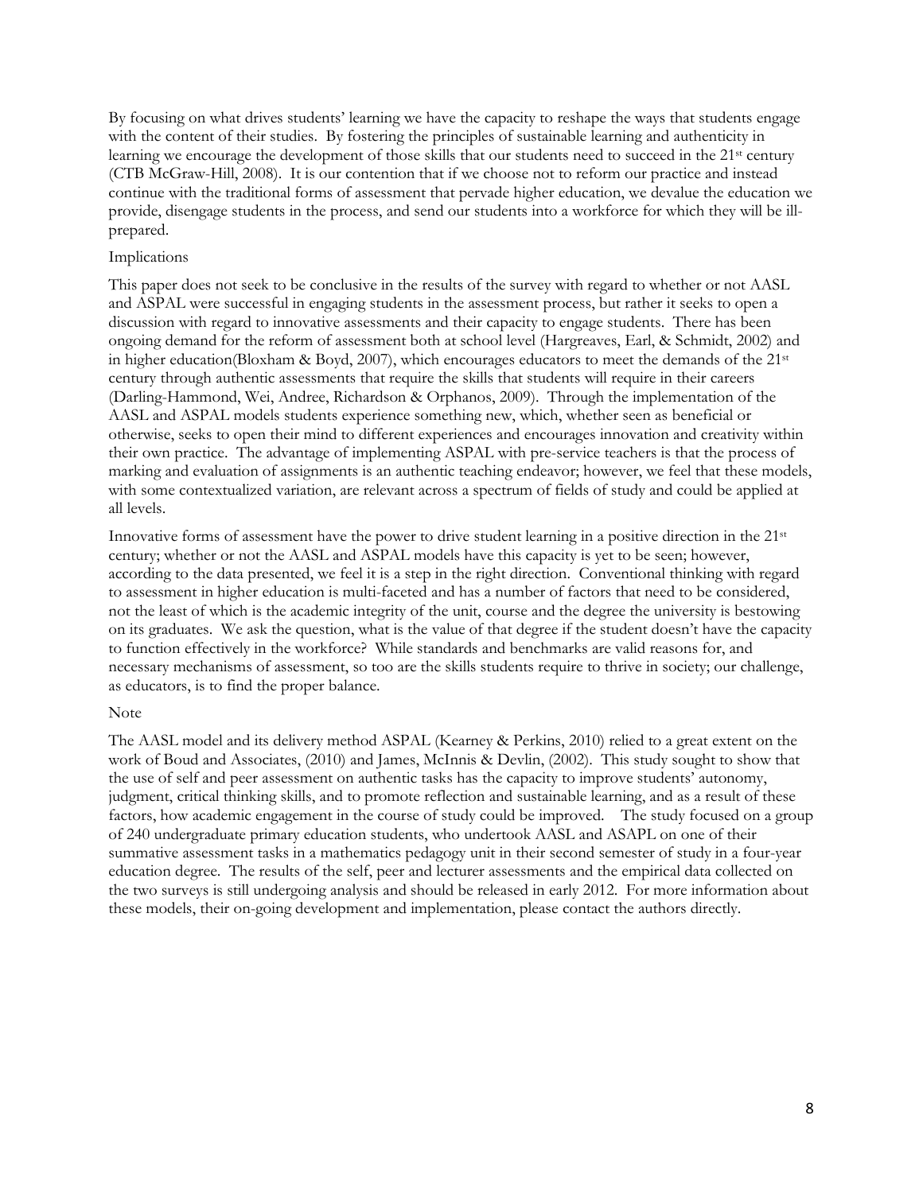By focusing on what drives students' learning we have the capacity to reshape the ways that students engage with the content of their studies. By fostering the principles of sustainable learning and authenticity in learning we encourage the development of those skills that our students need to succeed in the 21st century (CTB McGraw-Hill, 2008). It is our contention that if we choose not to reform our practice and instead continue with the traditional forms of assessment that pervade higher education, we devalue the education we provide, disengage students in the process, and send our students into a workforce for which they will be ill-prepared.

## Implications

This paper does not seek to be conclusive in the results of the survey with regard to whether or not AASL and ASPAL were successful in engaging students in the assessment process, but rather it seeks to open a discussion with regard to innovative assessments and their capacity to engage students. There has been ongoing demand for the reform of assessment both at school level (Hargreaves, Earl, & Schmidt, 2002) and in higher education(Bloxham & Boyd, 2007), which encourages educators to meet the demands of the 21st century through authentic assessments that require the skills that students will require in their careers (Darling-Hammond, Wei, Andree, Richardson & Orphanos, 2009). Through the implementation of the AASL and ASPAL models students experience something new, which, whether seen as beneficial or otherwise, seeks to open their mind to different experiences and encourages innovation and creativity within their own practice. The advantage of implementing ASPAL with pre-service teachers is that the process of marking and evaluation of assignments is an authentic teaching endeavor; however, we feel that these models, with some contextualized variation, are relevant across a spectrum of fields of study and could be applied at all levels.

Innovative forms of assessment have the power to drive student learning in a positive direction in the 21st century; whether or not the AASL and ASPAL models have this capacity is yet to be seen; however, according to the data presented, we feel it is a step in the right direction. Conventional thinking with regard to assessment in higher education is multi-faceted and has a number of factors that need to be considered, not the least of which is the academic integrity of the unit, course and the degree the university is bestowing on its graduates. We ask the question, what is the value of that degree if the student doesn't have the capacity to function effectively in the workforce? While standards and benchmarks are valid reasons for, and necessary mechanisms of assessment, so too are the skills students require to thrive in society; our challenge, as educators, is to find the proper balance.

## Note

The AASL model and its delivery method ASPAL (Kearney & Perkins, 2010) relied to a great extent on the work of Boud and Associates, (2010) and James, McInnis & Devlin, (2002). This study sought to show that the use of self and peer assessment on authentic tasks has the capacity to improve students' autonomy, judgment, critical thinking skills, and to promote reflection and sustainable learning, and as a result of these factors, how academic engagement in the course of study could be improved. The study focused on a group of 240 undergraduate primary education students, who undertook AASL and ASAPL on one of their summative assessment tasks in a mathematics pedagogy unit in their second semester of study in a four-year education degree. The results of the self, peer and lecturer assessments and the empirical data collected on the two surveys is still undergoing analysis and should be released in early 2012. For more information about these models, their on-going development and implementation, please contact the authors directly.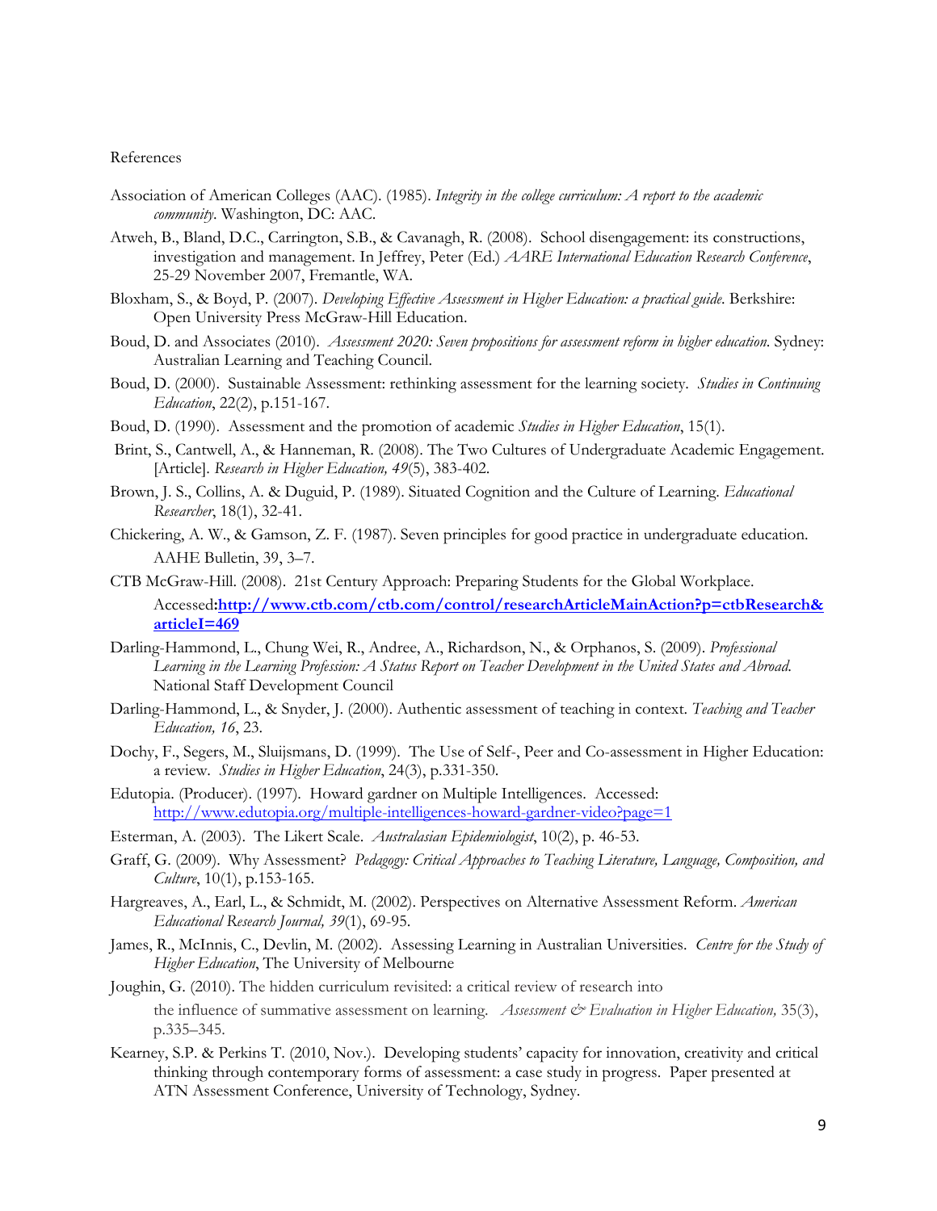References

Association of American Colleges (AAC). (1985). *Integrity in the college curriculum: A report to the academic community*. Washington, DC: AAC.

Atweh, B., Bland, D.C., Carrington, S.B., & Cavanagh, R. (2008). School disengagement: its constructions, investigation and management. In Jeffrey, Peter (Ed.) *AARE International Education Research Conference*, 25-29 November 2007, Fremantle, WA.

Bloxham, S., & Boyd, P. (2007). *Developing Effective Assessment in Higher Education: a practical guide*. Berkshire: Open University Press McGraw-Hill Education.

Boud, D. and Associates (2010). *Assessment 2020: Seven propositions for assessment reform in higher education*. Sydney: Australian Learning and Teaching Council.

Boud, D. (2000). Sustainable Assessment: rethinking assessment for the learning society. *Studies in Continuing Education*, 22(2), p.151-167.

Boud, D. (1990). Assessment and the promotion of academic *Studies in Higher Education*, 15(1).

Brint, S., Cantwell, A., & Hanneman, R. (2008). The Two Cultures of Undergraduate Academic Engagement. [Article]. *Research in Higher Education, 49*(5), 383-402.

Brown, J. S., Collins, A. & Duguid, P. (1989). Situated Cognition and the Culture of Learning. *Educational Researcher*, 18(1), 32-41.

Chickering, A. W., & Gamson, Z. F. (1987). Seven principles for good practice in undergraduate education. AAHE Bulletin, 39, 3–7.

CTB McGraw-Hill. (2008). 21st Century Approach: Preparing Students for the Global Workplace. Accessed:**http://www.ctb.com/ctb.com/control/researchArticleMainAction?p=ctbResearch&articleI=469**

Darling-Hammond, L., Chung Wei, R., Andree, A., Richardson, N., & Orphanos, S. (2009). *Professional Learning in the Learning Profession: A Status Report on Teacher Development in the United States and Abroad.* National Staff Development Council

Darling-Hammond, L., & Snyder, J. (2000). Authentic assessment of teaching in context. *Teaching and Teacher Education, 16*, 23.

Dochy, F., Segers, M., Sluijsmans, D. (1999). The Use of Self-, Peer and Co-assessment in Higher Education: a review. *Studies in Higher Education*, 24(3), p.331-350.

Edutopia. (Producer). (1997). Howard gardner on Multiple Intelligences. Accessed: http://www.edutopia.org/multiple-intelligences-howard-gardner-video?page=1

Esterman, A. (2003). The Likert Scale. *Australasian Epidemiologist*, 10(2), p. 46-53.

Graff, G. (2009). Why Assessment? *Pedagogy: Critical Approaches to Teaching Literature, Language, Composition, and Culture*, 10(1), p.153-165.

Hargreaves, A., Earl, L., & Schmidt, M. (2002). Perspectives on Alternative Assessment Reform. *American Educational Research Journal, 39*(1), 69-95.

James, R., McInnis, C., Devlin, M. (2002). Assessing Learning in Australian Universities. *Centre for the Study of Higher Education*, The University of Melbourne

Joughin, G. (2010). The hidden curriculum revisited: a critical review of research into the influence of summative assessment on learning. *Assessment & Evaluation in Higher Education,* 35(3), p.335–345.

Kearney, S.P. & Perkins T. (2010, Nov.). Developing students' capacity for innovation, creativity and critical thinking through contemporary forms of assessment: a case study in progress. Paper presented at ATN Assessment Conference, University of Technology, Sydney.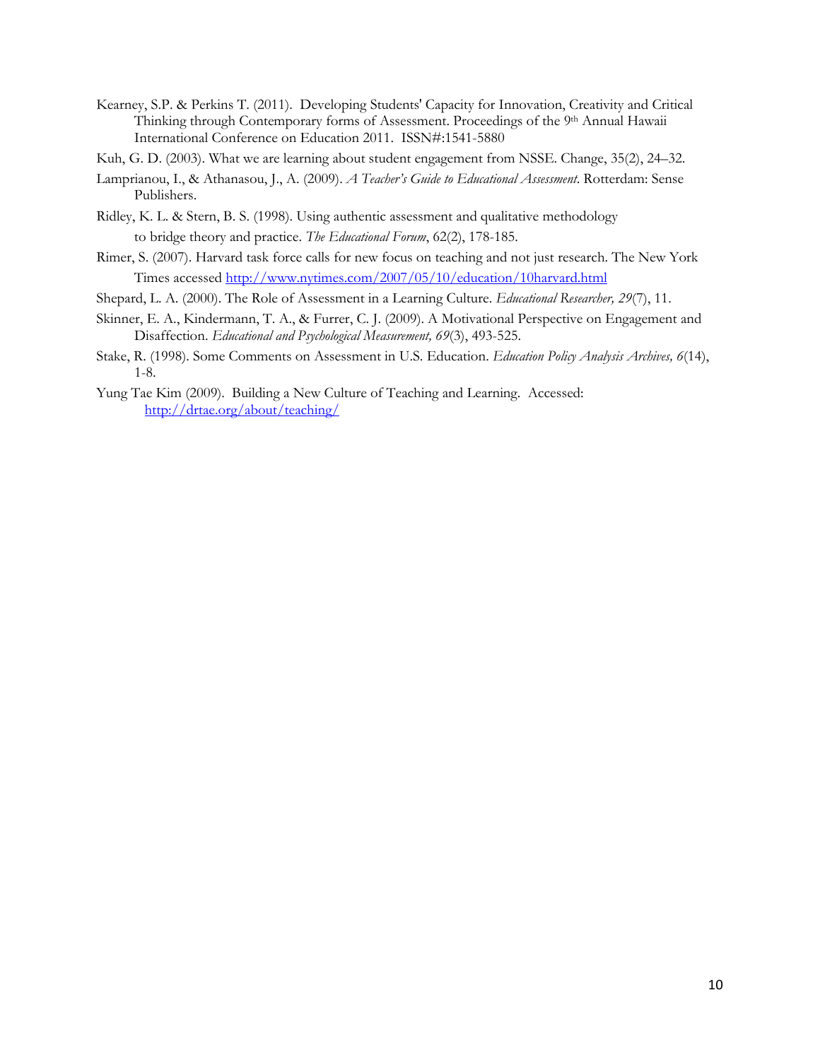Kearney, S.P. & Perkins T. (2011). Developing Students' Capacity for Innovation, Creativity and Critical Thinking through Contemporary forms of Assessment. Proceedings of the 9th Annual Hawaii International Conference on Education 2011. ISSN#:1541-5880

Kuh, G. D. (2003). What we are learning about student engagement from NSSE. Change, 35(2), 24–32.

Lamprianou, I., & Athanasou, J., A. (2009). *A Teacher's Guide to Educational Assessment*. Rotterdam: Sense Publishers.

Ridley, K. L. & Stern, B. S. (1998). Using authentic assessment and qualitative methodology to bridge theory and practice. *The Educational Forum*, 62(2), 178-185.

Rimer, S. (2007). Harvard task force calls for new focus on teaching and not just research. The New York Times accessed http://www.nytimes.com/2007/05/10/education/10harvard.html

Shepard, L. A. (2000). The Role of Assessment in a Learning Culture. *Educational Researcher, 29*(7), 11.

Skinner, E. A., Kindermann, T. A., & Furrer, C. J. (2009). A Motivational Perspective on Engagement and Disaffection. *Educational and Psychological Measurement, 69*(3), 493-525.

Stake, R. (1998). Some Comments on Assessment in U.S. Education. *Education Policy Analysis Archives, 6*(14), 1-8.

Yung Tae Kim (2009). Building a New Culture of Teaching and Learning. Accessed: http://drtae.org/about/teaching/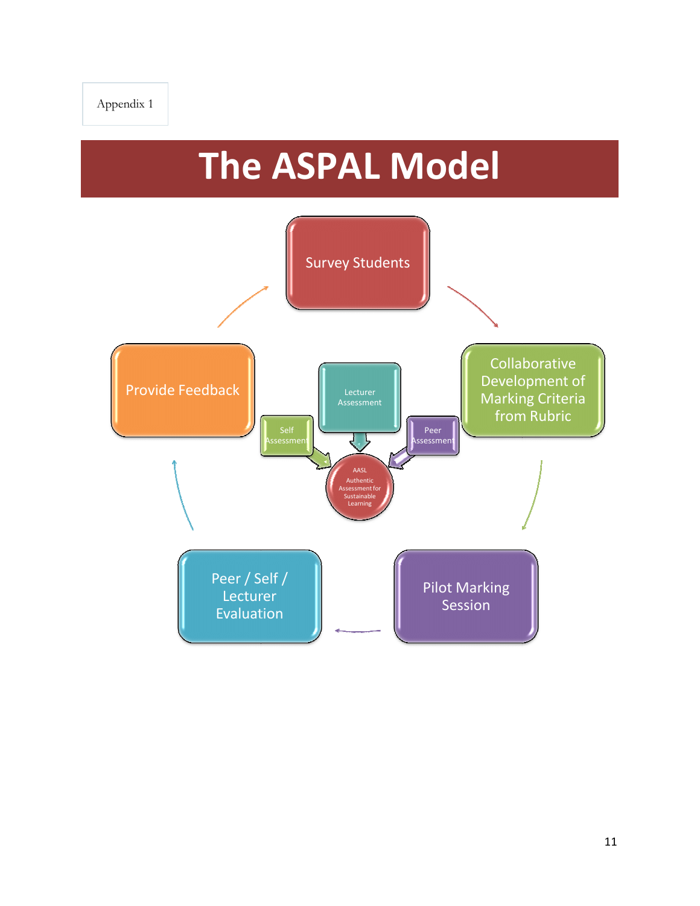Appendix 1

# The ASPAL Model

Survey Students

Collaborative Development of Marking Criteria from Rubric

Pilot Marking Session

Peer / Self / Lecturer Evaluation

Provide Feedback

Lecturer Assessment

Self Assessment

Peer Assessment

AASL
Authentic Assessment for Sustainable Learning